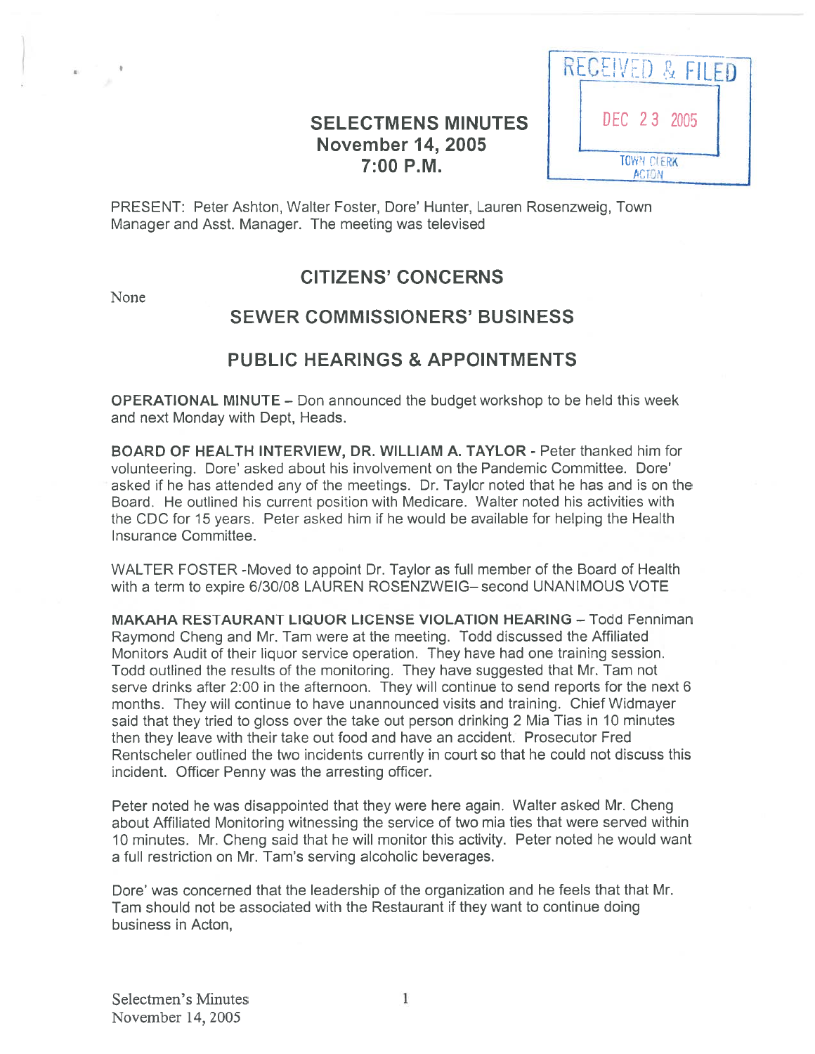RECEIVED & FILED
DEC 23 2005
TOWN CLERK ACTON

# SELECTMENS MINUTES
## November 14, 2005
## 7:00 P.M.

PRESENT: Peter Ashton, Walter Foster, Dore' Hunter, Lauren Rosenzweig, Town Manager and Asst. Manager. The meeting was televised

## CITIZENS' CONCERNS

None

## SEWER COMMISSIONERS' BUSINESS

## PUBLIC HEARINGS & APPOINTMENTS

**OPERATIONAL MINUTE** – Don announced the budget workshop to be held this week and next Monday with Dept, Heads.

**BOARD OF HEALTH INTERVIEW, DR. WILLIAM A. TAYLOR** - Peter thanked him for volunteering. Dore' asked about his involvement on the Pandemic Committee. Dore' asked if he has attended any of the meetings. Dr. Taylor noted that he has and is on the Board. He outlined his current position with Medicare. Walter noted his activities with the CDC for 15 years. Peter asked him if he would be available for helping the Health Insurance Committee.

WALTER FOSTER -Moved to appoint Dr. Taylor as full member of the Board of Health with a term to expire 6/30/08 LAUREN ROSENZWEIG– second UNANIMOUS VOTE

**MAKAHA RESTAURANT LIQUOR LICENSE VIOLATION HEARING** – Todd Fenniman Raymond Cheng and Mr. Tam were at the meeting. Todd discussed the Affiliated Monitors Audit of their liquor service operation. They have had one training session. Todd outlined the results of the monitoring. They have suggested that Mr. Tam not serve drinks after 2:00 in the afternoon. They will continue to send reports for the next 6 months. They will continue to have unannounced visits and training. Chief Widmayer said that they tried to gloss over the take out person drinking 2 Mia Tias in 10 minutes then they leave with their take out food and have an accident. Prosecutor Fred Rentscheler outlined the two incidents currently in court so that he could not discuss this incident. Officer Penny was the arresting officer.

Peter noted he was disappointed that they were here again. Walter asked Mr. Cheng about Affiliated Monitoring witnessing the service of two mia ties that were served within 10 minutes. Mr. Cheng said that he will monitor this activity. Peter noted he would want a full restriction on Mr. Tam's serving alcoholic beverages.

Dore' was concerned that the leadership of the organization and he feels that that Mr. Tam should not be associated with the Restaurant if they want to continue doing business in Acton,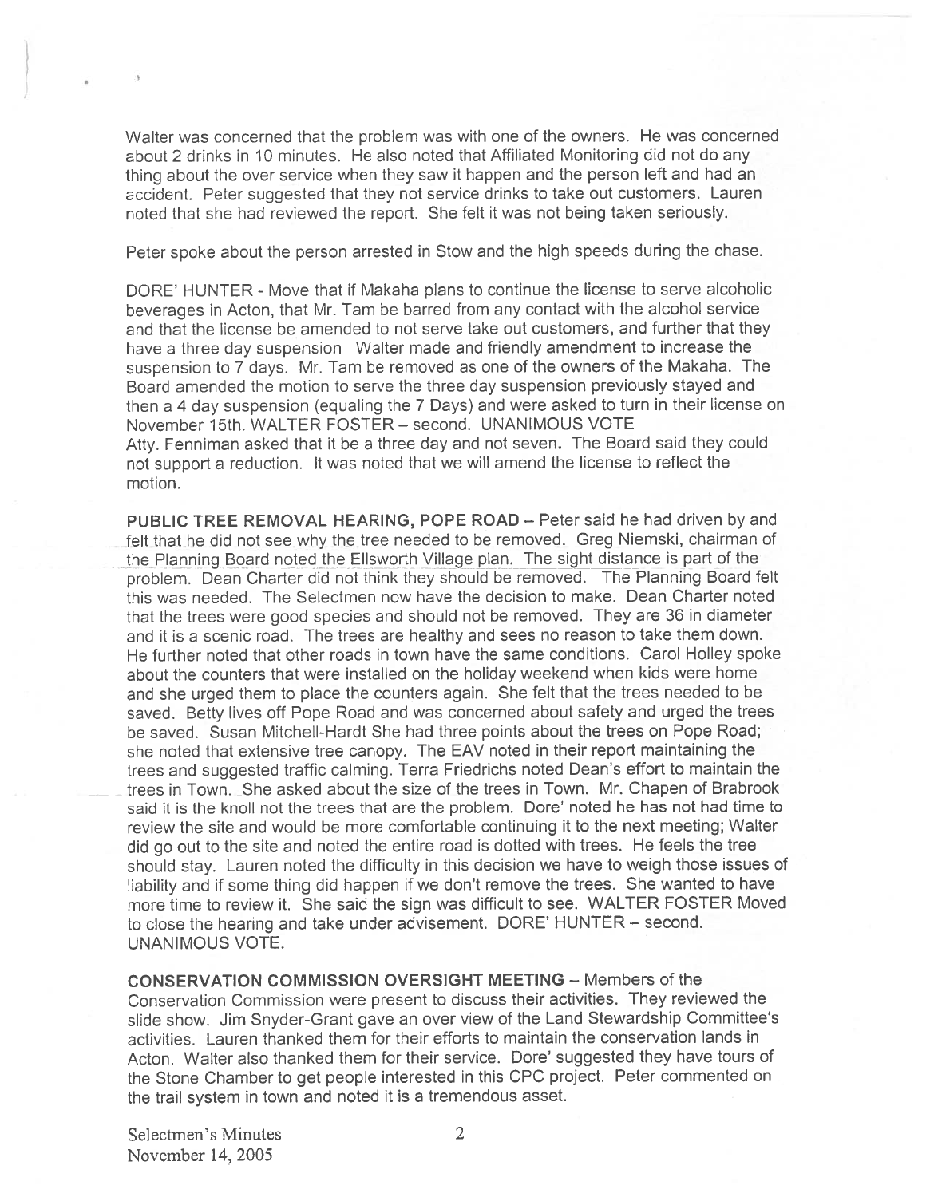Walter was concerned that the problem was with one of the owners. He was concerned about 2 drinks in 10 minutes. He also noted that Affiliated Monitoring did not do any thing about the over service when they saw it happen and the person left and had an accident. Peter suggested that they not service drinks to take out customers. Lauren noted that she had reviewed the report. She felt it was not being taken seriously.

Peter spoke about the person arrested in Stow and the high speeds during the chase.

DORE' HUNTER - Move that if Makaha plans to continue the license to serve alcoholic beverages in Acton, that Mr. Tam be barred from any contact with the alcohol service and that the license be amended to not serve take out customers, and further that they have a three day suspension Walter made and friendly amendment to increase the suspension to 7 days. Mr. Tam be removed as one of the owners of the Makaha. The Board amended the motion to serve the three day suspension previously stayed and then a 4 day suspension (equaling the 7 Days) and were asked to turn in their license on November 15th. WALTER FOSTER – second. UNANIMOUS VOTE
Atty. Fenniman asked that it be a three day and not seven. The Board said they could not support a reduction. It was noted that we will amend the license to reflect the motion.

**PUBLIC TREE REMOVAL HEARING, POPE ROAD** – Peter said he had driven by and felt that he did not see why the tree needed to be removed. Greg Niemski, chairman of the Planning Board noted the Ellsworth Village plan. The sight distance is part of the problem. Dean Charter did not think they should be removed. The Planning Board felt this was needed. The Selectmen now have the decision to make. Dean Charter noted that the trees were good species and should not be removed. They are 36 in diameter and it is a scenic road. The trees are healthy and sees no reason to take them down. He further noted that other roads in town have the same conditions. Carol Holley spoke about the counters that were installed on the holiday weekend when kids were home and she urged them to place the counters again. She felt that the trees needed to be saved. Betty lives off Pope Road and was concerned about safety and urged the trees be saved. Susan Mitchell-Hardt She had three points about the trees on Pope Road; she noted that extensive tree canopy. The EAV noted in their report maintaining the trees and suggested traffic calming. Terra Friedrichs noted Dean's effort to maintain the trees in Town. She asked about the size of the trees in Town. Mr. Chapen of Brabrook said it is the knoll not the trees that are the problem. Dore' noted he has not had time to review the site and would be more comfortable continuing it to the next meeting; Walter did go out to the site and noted the entire road is dotted with trees. He feels the tree should stay. Lauren noted the difficulty in this decision we have to weigh those issues of liability and if some thing did happen if we don't remove the trees. She wanted to have more time to review it. She said the sign was difficult to see. WALTER FOSTER Moved to close the hearing and take under advisement. DORE' HUNTER – second. UNANIMOUS VOTE.

**CONSERVATION COMMISSION OVERSIGHT MEETING** – Members of the Conservation Commission were present to discuss their activities. They reviewed the slide show. Jim Snyder-Grant gave an over view of the Land Stewardship Committee's activities. Lauren thanked them for their efforts to maintain the conservation lands in Acton. Walter also thanked them for their service. Dore' suggested they have tours of the Stone Chamber to get people interested in this CPC project. Peter commented on the trail system in town and noted it is a tremendous asset.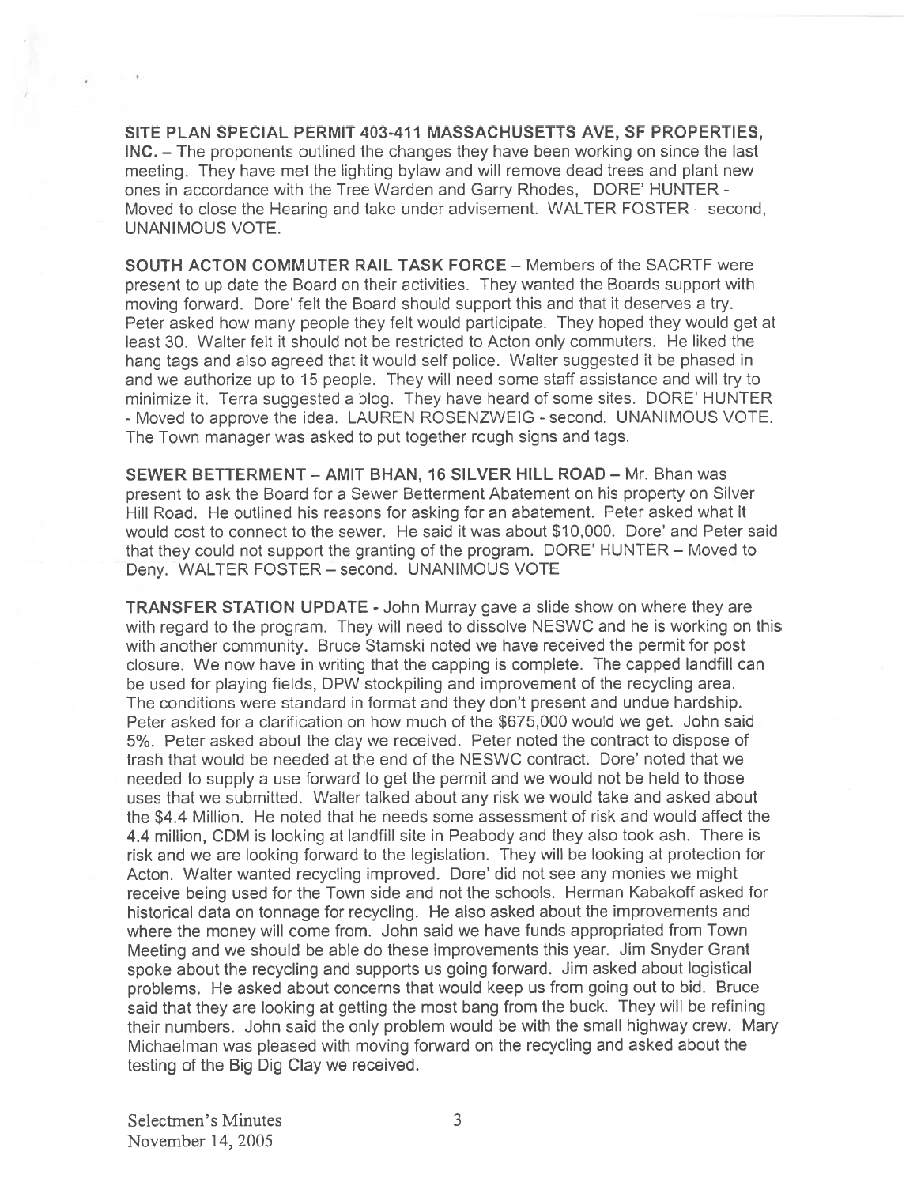**SITE PLAN SPECIAL PERMIT 403-411 MASSACHUSETTS AVE, SF PROPERTIES, INC.** – The proponents outlined the changes they have been working on since the last meeting. They have met the lighting bylaw and will remove dead trees and plant new ones in accordance with the Tree Warden and Garry Rhodes, DORE' HUNTER - Moved to close the Hearing and take under advisement. WALTER FOSTER – second, UNANIMOUS VOTE.

**SOUTH ACTON COMMUTER RAIL TASK FORCE** – Members of the SACRTF were present to up date the Board on their activities. They wanted the Boards support with moving forward. Dore' felt the Board should support this and that it deserves a try. Peter asked how many people they felt would participate. They hoped they would get at least 30. Walter felt it should not be restricted to Acton only commuters. He liked the hang tags and also agreed that it would self police. Walter suggested it be phased in and we authorize up to 15 people. They will need some staff assistance and will try to minimize it. Terra suggested a blog. They have heard of some sites. DORE' HUNTER - Moved to approve the idea. LAUREN ROSENZWEIG - second. UNANIMOUS VOTE. The Town manager was asked to put together rough signs and tags.

**SEWER BETTERMENT – AMIT BHAN, 16 SILVER HILL ROAD** – Mr. Bhan was present to ask the Board for a Sewer Betterment Abatement on his property on Silver Hill Road. He outlined his reasons for asking for an abatement. Peter asked what it would cost to connect to the sewer. He said it was about $10,000. Dore' and Peter said that they could not support the granting of the program. DORE' HUNTER – Moved to Deny. WALTER FOSTER – second. UNANIMOUS VOTE

**TRANSFER STATION UPDATE** - John Murray gave a slide show on where they are with regard to the program. They will need to dissolve NESWC and he is working on this with another community. Bruce Stamski noted we have received the permit for post closure. We now have in writing that the capping is complete. The capped landfill can be used for playing fields, DPW stockpiling and improvement of the recycling area. The conditions were standard in format and they don't present and undue hardship. Peter asked for a clarification on how much of the $675,000 would we get. John said 5%. Peter asked about the clay we received. Peter noted the contract to dispose of trash that would be needed at the end of the NESWC contract. Dore' noted that we needed to supply a use forward to get the permit and we would not be held to those uses that we submitted. Walter talked about any risk we would take and asked about the $4.4 Million. He noted that he needs some assessment of risk and would affect the 4.4 million, CDM is looking at landfill site in Peabody and they also took ash. There is risk and we are looking forward to the legislation. They will be looking at protection for Acton. Walter wanted recycling improved. Dore' did not see any monies we might receive being used for the Town side and not the schools. Herman Kabakoff asked for historical data on tonnage for recycling. He also asked about the improvements and where the money will come from. John said we have funds appropriated from Town Meeting and we should be able do these improvements this year. Jim Snyder Grant spoke about the recycling and supports us going forward. Jim asked about logistical problems. He asked about concerns that would keep us from going out to bid. Bruce said that they are looking at getting the most bang from the buck. They will be refining their numbers. John said the only problem would be with the small highway crew. Mary Michaelman was pleased with moving forward on the recycling and asked about the testing of the Big Dig Clay we received.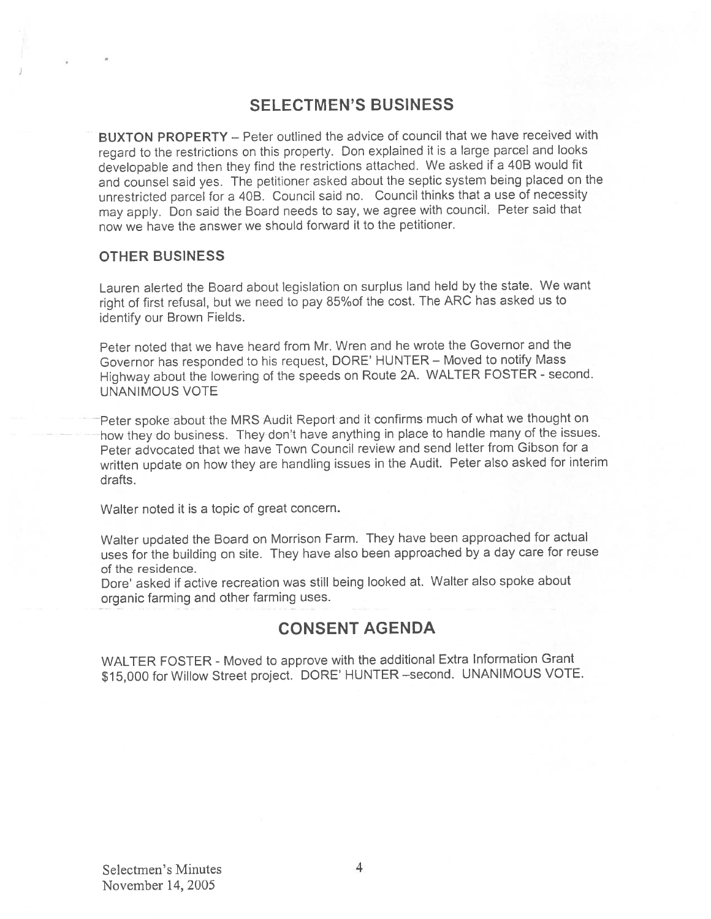## SELECTMEN'S BUSINESS

**BUXTON PROPERTY** – Peter outlined the advice of council that we have received with regard to the restrictions on this property. Don explained it is a large parcel and looks developable and then they find the restrictions attached. We asked if a 40B would fit and counsel said yes. The petitioner asked about the septic system being placed on the unrestricted parcel for a 40B. Council said no. Council thinks that a use of necessity may apply. Don said the Board needs to say, we agree with council. Peter said that now we have the answer we should forward it to the petitioner.

### OTHER BUSINESS

Lauren alerted the Board about legislation on surplus land held by the state. We want right of first refusal, but we need to pay 85%of the cost. The ARC has asked us to identify our Brown Fields.

Peter noted that we have heard from Mr. Wren and he wrote the Governor and the Governor has responded to his request, DORE' HUNTER – Moved to notify Mass Highway about the lowering of the speeds on Route 2A. WALTER FOSTER - second. UNANIMOUS VOTE

Peter spoke about the MRS Audit Report and it confirms much of what we thought on how they do business. They don't have anything in place to handle many of the issues. Peter advocated that we have Town Council review and send letter from Gibson for a written update on how they are handling issues in the Audit. Peter also asked for interim drafts.

Walter noted it is a topic of great concern.

Walter updated the Board on Morrison Farm. They have been approached for actual uses for the building on site. They have also been approached by a day care for reuse of the residence.
Dore' asked if active recreation was still being looked at. Walter also spoke about organic farming and other farming uses.

## CONSENT AGENDA

WALTER FOSTER - Moved to approve with the additional Extra Information Grant $15,000 for Willow Street project. DORE' HUNTER –second. UNANIMOUS VOTE.

Selectmen's Minutes
November 14, 2005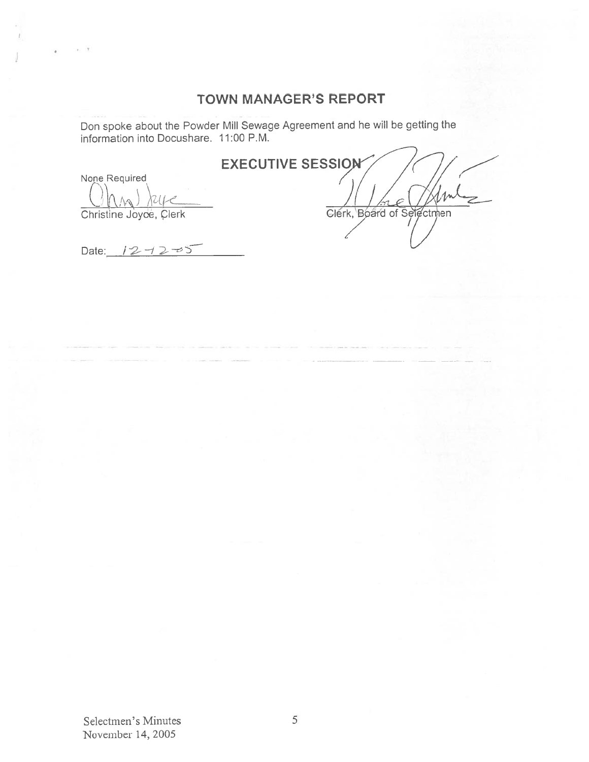## TOWN MANAGER'S REPORT

Don spoke about the Powder Mill Sewage Agreement and he will be getting the information into Docushare. 11:00 P.M.

## EXECUTIVE SESSION

None Required

Christine Joyce, Clerk

Clerk, Board of Selectmen

Date: 12-12-05

Selectmen's Minutes
November 14, 2005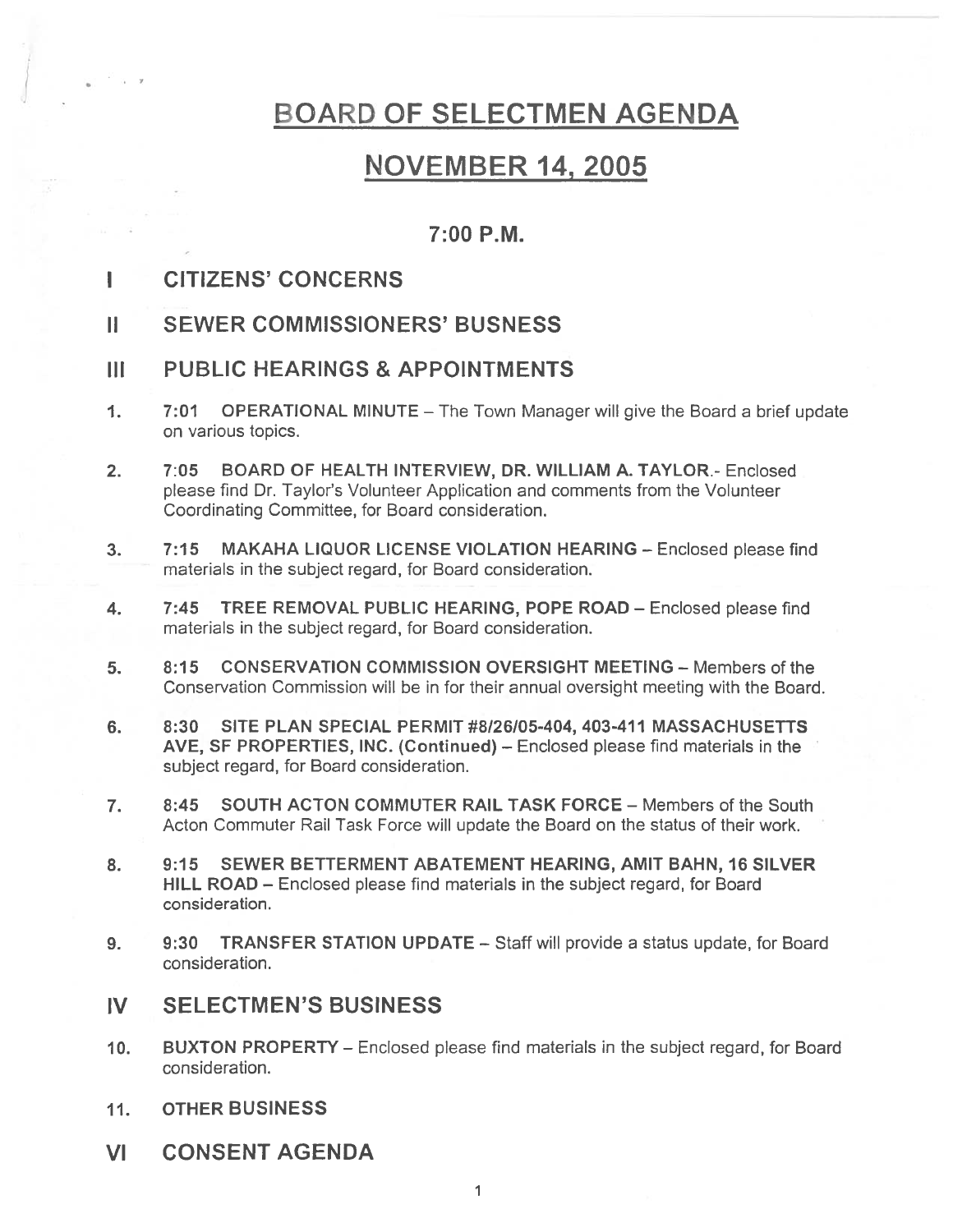# BOARD OF SELECTMEN AGENDA

# NOVEMBER 14, 2005

### 7:00 P.M.

## I CITIZENS' CONCERNS

## II SEWER COMMISSIONERS' BUSNESS

## III PUBLIC HEARINGS & APPOINTMENTS

1. **7:01 OPERATIONAL MINUTE** – The Town Manager will give the Board a brief update on various topics.

2. **7:05 BOARD OF HEALTH INTERVIEW, DR. WILLIAM A. TAYLOR**.- Enclosed please find Dr. Taylor's Volunteer Application and comments from the Volunteer Coordinating Committee, for Board consideration.

3. **7:15 MAKAHA LIQUOR LICENSE VIOLATION HEARING** – Enclosed please find materials in the subject regard, for Board consideration.

4. **7:45 TREE REMOVAL PUBLIC HEARING, POPE ROAD** – Enclosed please find materials in the subject regard, for Board consideration.

5. **8:15 CONSERVATION COMMISSION OVERSIGHT MEETING** – Members of the Conservation Commission will be in for their annual oversight meeting with the Board.

6. **8:30 SITE PLAN SPECIAL PERMIT #8/26/05-404, 403-411 MASSACHUSETTS AVE, SF PROPERTIES, INC. (Continued)** – Enclosed please find materials in the subject regard, for Board consideration.

7. **8:45 SOUTH ACTON COMMUTER RAIL TASK FORCE** – Members of the South Acton Commuter Rail Task Force will update the Board on the status of their work.

8. **9:15 SEWER BETTERMENT ABATEMENT HEARING, AMIT BAHN, 16 SILVER HILL ROAD** – Enclosed please find materials in the subject regard, for Board consideration.

9. **9:30 TRANSFER STATION UPDATE** – Staff will provide a status update, for Board consideration.

## IV SELECTMEN'S BUSINESS

10. **BUXTON PROPERTY** – Enclosed please find materials in the subject regard, for Board consideration.

11. **OTHER BUSINESS**

## VI CONSENT AGENDA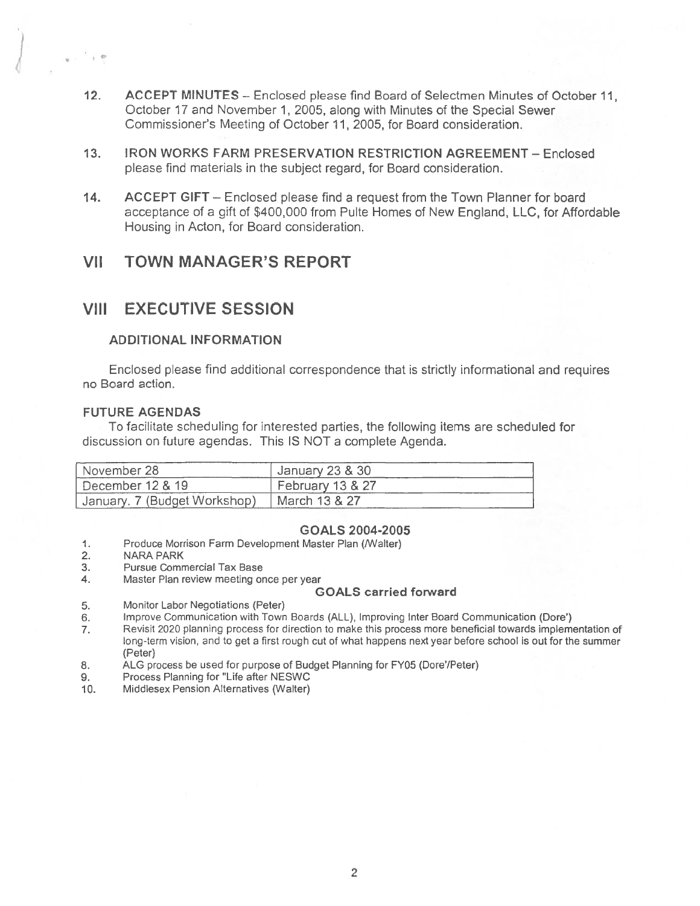12. **ACCEPT MINUTES** – Enclosed please find Board of Selectmen Minutes of October 11, October 17 and November 1, 2005, along with Minutes of the Special Sewer Commissioner's Meeting of October 11, 2005, for Board consideration.

13. **IRON WORKS FARM PRESERVATION RESTRICTION AGREEMENT** – Enclosed please find materials in the subject regard, for Board consideration.

14. **ACCEPT GIFT** – Enclosed please find a request from the Town Planner for board acceptance of a gift of $400,000 from Pulte Homes of New England, LLC, for Affordable Housing in Acton, for Board consideration.

# VII TOWN MANAGER'S REPORT

# VIII EXECUTIVE SESSION

### ADDITIONAL INFORMATION

Enclosed please find additional correspondence that is strictly informational and requires no Board action.

### FUTURE AGENDAS

To facilitate scheduling for interested parties, the following items are scheduled for discussion on future agendas. This IS NOT a complete Agenda.

| | |
|---|---|
| November 28 | January 23 & 30 |
| December 12 & 19 | February 13 & 27 |
| January. 7 (Budget Workshop) | March 13 & 27 |

### GOALS 2004-2005

1. Produce Morrison Farm Development Master Plan (/Walter)
2. NARA PARK
3. Pursue Commercial Tax Base
4. Master Plan review meeting once per year

### GOALS carried forward

5. Monitor Labor Negotiations (Peter)
6. Improve Communication with Town Boards (ALL), Improving Inter Board Communication (Dore')
7. Revisit 2020 planning process for direction to make this process more beneficial towards implementation of long-term vision, and to get a first rough cut of what happens next year before school is out for the summer (Peter)
8. ALG process be used for purpose of Budget Planning for FY05 (Dore'/Peter)
9. Process Planning for "Life after NESWC
10. Middlesex Pension Alternatives (Walter)